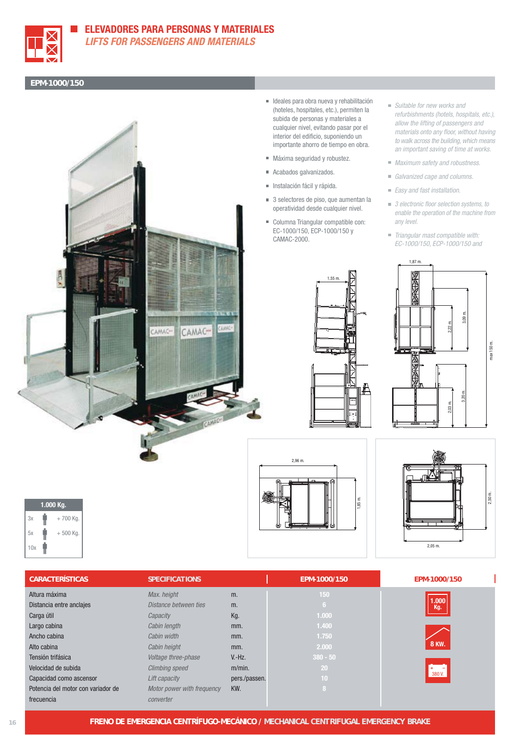# ELEVADORES PARA PERSONAS Y MATERIALES
## *LIFTS FOR PASSENGERS AND MATERIALS*

### EPM-1000/150

- Ideales para obra nueva y rehabilitación (hoteles, hospitales, etc.), permiten la subida de personas y materiales a cualquier nivel, evitando pasar por el interior del edificio, suponiendo un importante ahorro de tiempo en obra.
- Máxima seguridad y robustez.
- Acabados galvanizados.
- Instalación fácil y rápida.
- 3 selectores de piso, que aumentan la operatividad desde cualquier nivel.
- Columna Triangular compatible con: EC-1000/150, ECP-1000/150 y CAMAC-2000.

- *Suitable for new works and refurbishments (hotels, hospitals, etc.), allow the lifting of passengers and materials onto any floor, without having to walk across the building, which means an important saving of time at works.*
- *Maximum safety and robustness.*
- *Galvanized cage and columns.*
- *Easy and fast installation.*
- *3 electronic floor selection systems, to enable the operation of the machine from any level.*
- *Triangular mast compatible with: EC-1000/150, ECP-1000/150 and*

1,55 m. — 1,87 m. — 2,22 m. — 3,09 m. — max 150 m. — 2,03 m. — 3,20 m.

2,96 m. — 1,85 m. — 2,50 m. — 2,05 m.

| 1.000 Kg. | |
|---|---|
| 3x | + 700 Kg. |
| 5x | + 500 Kg. |
| 10x | |

| CARACTERÍSTICAS | SPECIFICATIONS | | EPM-1000/150 |
|---|---|---|---|
| Altura máxima | *Max. height* | m. | 150 |
| Distancia entre anclajes | *Distance between ties* | m. | 6 |
| Carga útil | *Capacity* | Kg. | 1.000 |
| Largo cabina | *Cabin length* | mm. | 1.400 |
| Ancho cabina | *Cabin width* | mm. | 1.750 |
| Alto cabina | *Cabin height* | mm. | 2.000 |
| Tensión trifásica | *Voltage three-phase* | V.-Hz. | 380 - 50 |
| Velocidad de subida | *Climbing speed* | m/min. | 20 |
| Capacidad como ascensor | *Lift capacity* | pers./passen. | 10 |
| Potencia del motor con variador de frecuencia | *Motor power with frequency converter* | KW. | 8 |

**EPM-1000/150**: 1.000 Kg. — 8 KW. — 380 V.

**FRENO DE EMERGENCIA CENTRÍFUGO-MECÁNICO / MECHANICAL CENTRIFUGAL EMERGENCY BRAKE**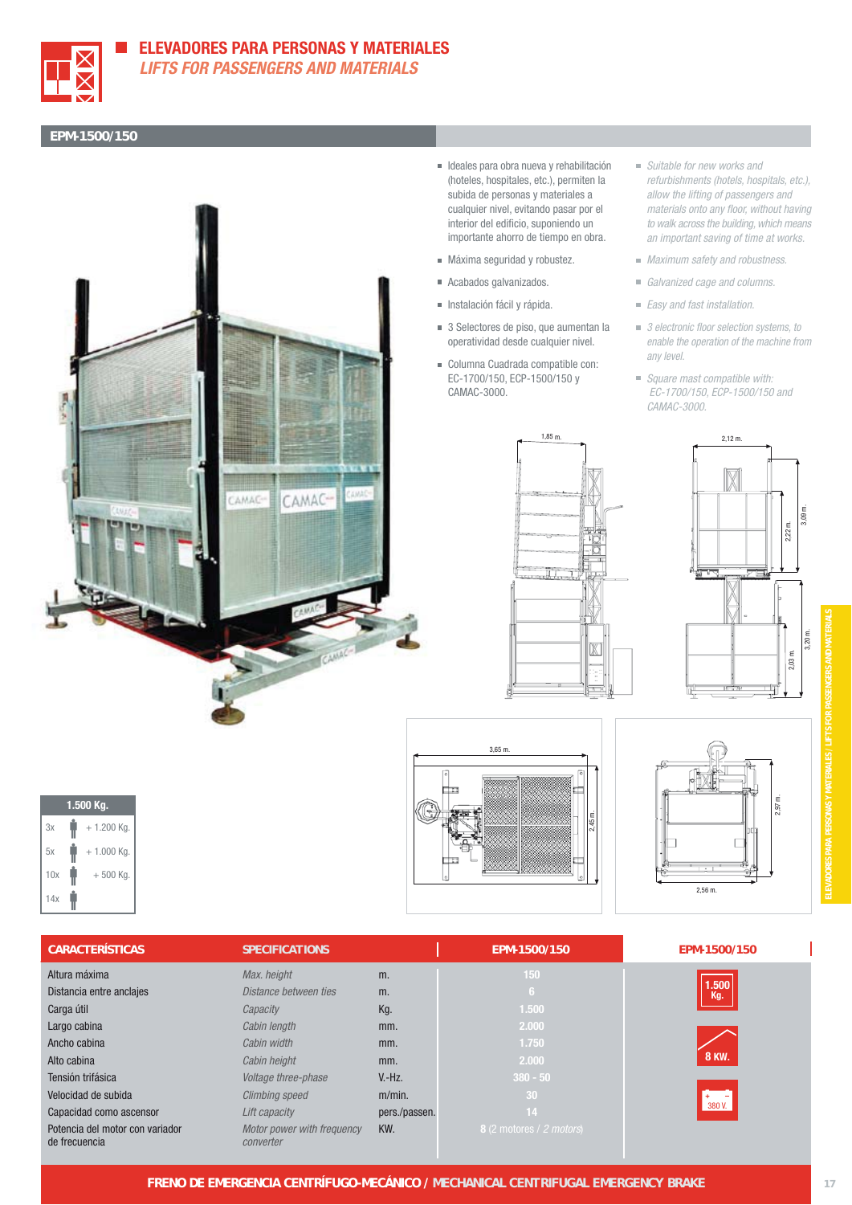# ELEVADORES PARA PERSONAS Y MATERIALES
## *LIFTS FOR PASSENGERS AND MATERIALS*

## EPM-1500/150

- Ideales para obra nueva y rehabilitación (hoteles, hospitales, etc.), permiten la subida de personas y materiales a cualquier nivel, evitando pasar por el interior del edificio, suponiendo un importante ahorro de tiempo en obra.
- Máxima seguridad y robustez.
- Acabados galvanizados.
- Instalación fácil y rápida.
- 3 Selectores de piso, que aumentan la operatividad desde cualquier nivel.
- Columna Cuadrada compatible con: EC-1700/150, ECP-1500/150 y CAMAC-3000.

- *Suitable for new works and refurbishments (hotels, hospitals, etc.), allow the lifting of passengers and materials onto any floor, without having to walk across the building, which means an important saving of time at works.*
- *Maximum safety and robustness.*
- *Galvanized cage and columns.*
- *Easy and fast installation.*
- *3 electronic floor selection systems, to enable the operation of the machine from any level.*
- *Square mast compatible with: EC-1700/150, ECP-1500/150 and CAMAC-3000.*

1,85 m.
2,12 m.
3,09 m.
2,22 m.
3,20 m.
2,03 m.
3,65 m.
2,45 m.
2,97 m.
2,56 m.

| 1.500 Kg. | |
|---|---|
| 3x | + 1.200 Kg. |
| 5x | + 1.000 Kg. |
| 10x | + 500 Kg. |
| 14x | |

| CARACTERÍSTICAS | SPECIFICATIONS | | EPM-1500/150 |
|---|---|---|---|
| Altura máxima | *Max. height* | m. | 150 |
| Distancia entre anclajes | *Distance between ties* | m. | 6 |
| Carga útil | *Capacity* | Kg. | 1.500 |
| Largo cabina | *Cabin length* | mm. | 2.000 |
| Ancho cabina | *Cabin width* | mm. | 1.750 |
| Alto cabina | *Cabin height* | mm. | 2.000 |
| Tensión trifásica | *Voltage three-phase* | V.-Hz. | 380 - 50 |
| Velocidad de subida | *Climbing speed* | m/min. | 30 |
| Capacidad como ascensor | *Lift capacity* | pers./passen. | 14 |
| Potencia del motor con variador de frecuencia | *Motor power with frequency converter* | KW. | 8 (2 motores / *2 motors*) |

**EPM-1500/150**

1.500 Kg.
8 KW.
380 V.

**FRENO DE EMERGENCIA CENTRÍFUGO-MECÁNICO / MECHANICAL CENTRIFUGAL EMERGENCY BRAKE**